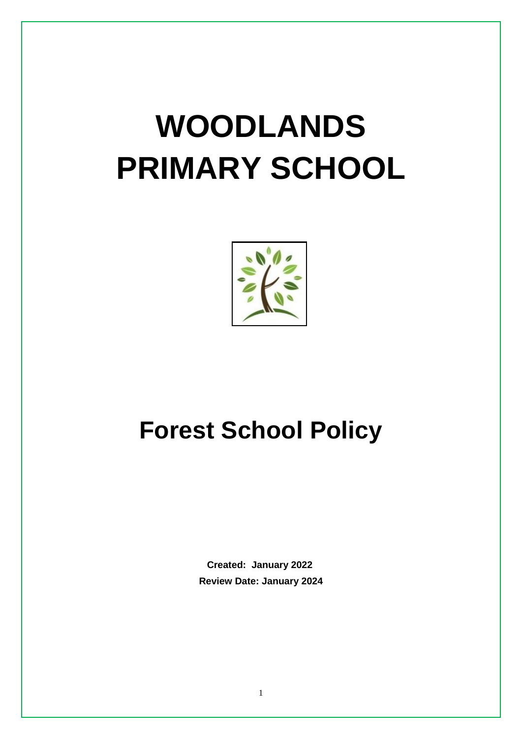# WOODLANDS PRIMARY SCHOOL

# Forest School Policy

**Created: January 2022**

**Review Date: January 2024**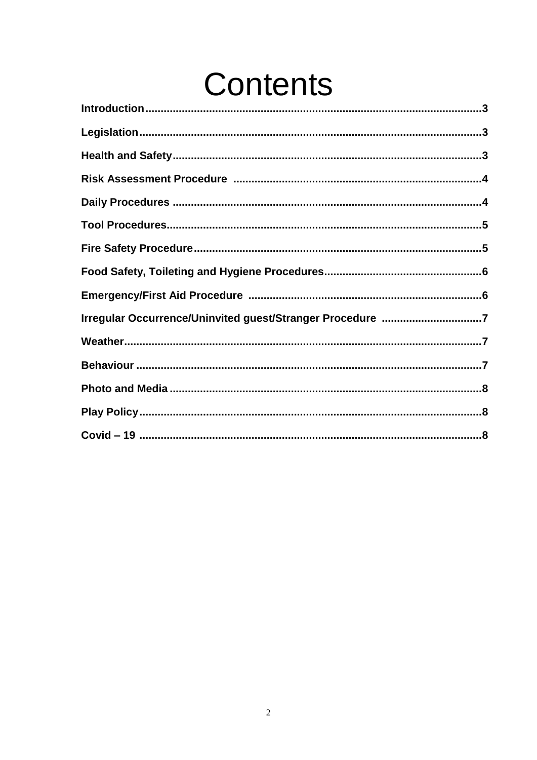# Contents

**Introduction**.............................................................................................................3

**Legislation**................................................................................................................3

**Health and Safety**....................................................................................................3

**Risk Assessment Procedure** ................................................................................4

**Daily Procedures** ....................................................................................................4

**Tool Procedures**......................................................................................................5

**Fire Safety Procedure**............................................................................................5

**Food Safety, Toileting and Hygiene Procedures**...................................................6

**Emergency/First Aid Procedure** ............................................................................6

**Irregular Occurrence/Uninvited guest/Stranger Procedure** .................................7

**Weather**....................................................................................................................7

**Behaviour** ................................................................................................................7

**Photo and Media** .....................................................................................................8

**Play Policy**...............................................................................................................8

**Covid – 19** ...............................................................................................................8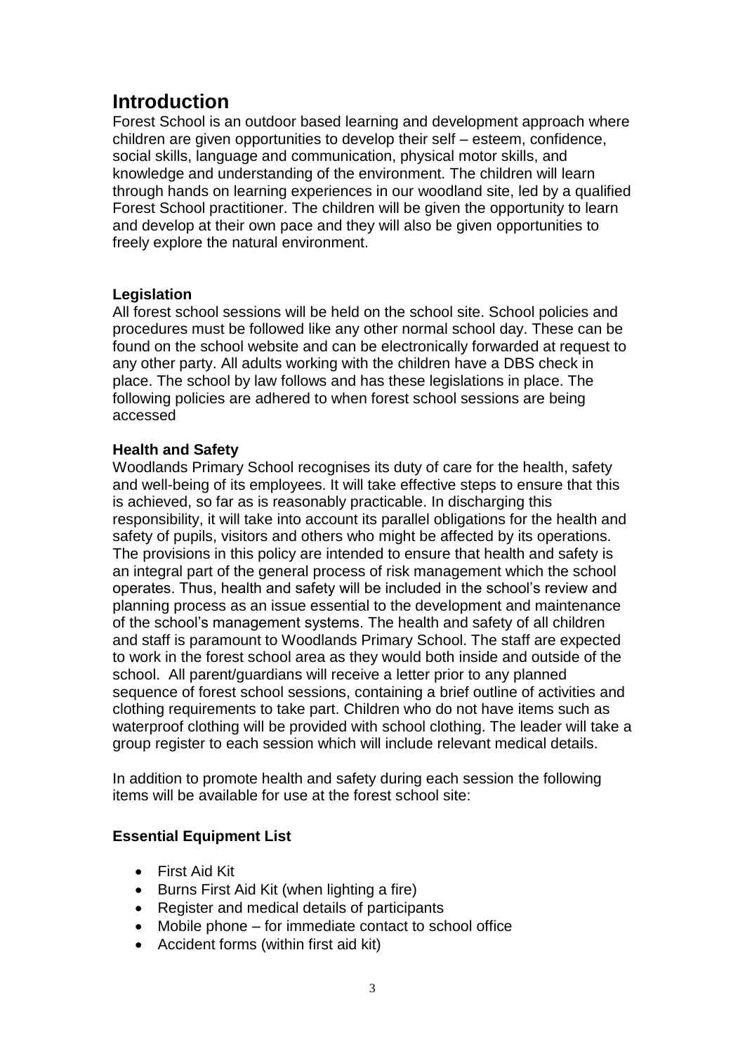# Introduction

Forest School is an outdoor based learning and development approach where children are given opportunities to develop their self – esteem, confidence, social skills, language and communication, physical motor skills, and knowledge and understanding of the environment. The children will learn through hands on learning experiences in our woodland site, led by a qualified Forest School practitioner. The children will be given the opportunity to learn and develop at their own pace and they will also be given opportunities to freely explore the natural environment.

**Legislation**

All forest school sessions will be held on the school site. School policies and procedures must be followed like any other normal school day. These can be found on the school website and can be electronically forwarded at request to any other party. All adults working with the children have a DBS check in place. The school by law follows and has these legislations in place. The following policies are adhered to when forest school sessions are being accessed

**Health and Safety**

Woodlands Primary School recognises its duty of care for the health, safety and well-being of its employees. It will take effective steps to ensure that this is achieved, so far as is reasonably practicable. In discharging this responsibility, it will take into account its parallel obligations for the health and safety of pupils, visitors and others who might be affected by its operations. The provisions in this policy are intended to ensure that health and safety is an integral part of the general process of risk management which the school operates. Thus, health and safety will be included in the school's review and planning process as an issue essential to the development and maintenance of the school's management systems. The health and safety of all children and staff is paramount to Woodlands Primary School. The staff are expected to work in the forest school area as they would both inside and outside of the school. All parent/guardians will receive a letter prior to any planned sequence of forest school sessions, containing a brief outline of activities and clothing requirements to take part. Children who do not have items such as waterproof clothing will be provided with school clothing. The leader will take a group register to each session which will include relevant medical details.

In addition to promote health and safety during each session the following items will be available for use at the forest school site:

**Essential Equipment List**

- First Aid Kit
- Burns First Aid Kit (when lighting a fire)
- Register and medical details of participants
- Mobile phone – for immediate contact to school office
- Accident forms (within first aid kit)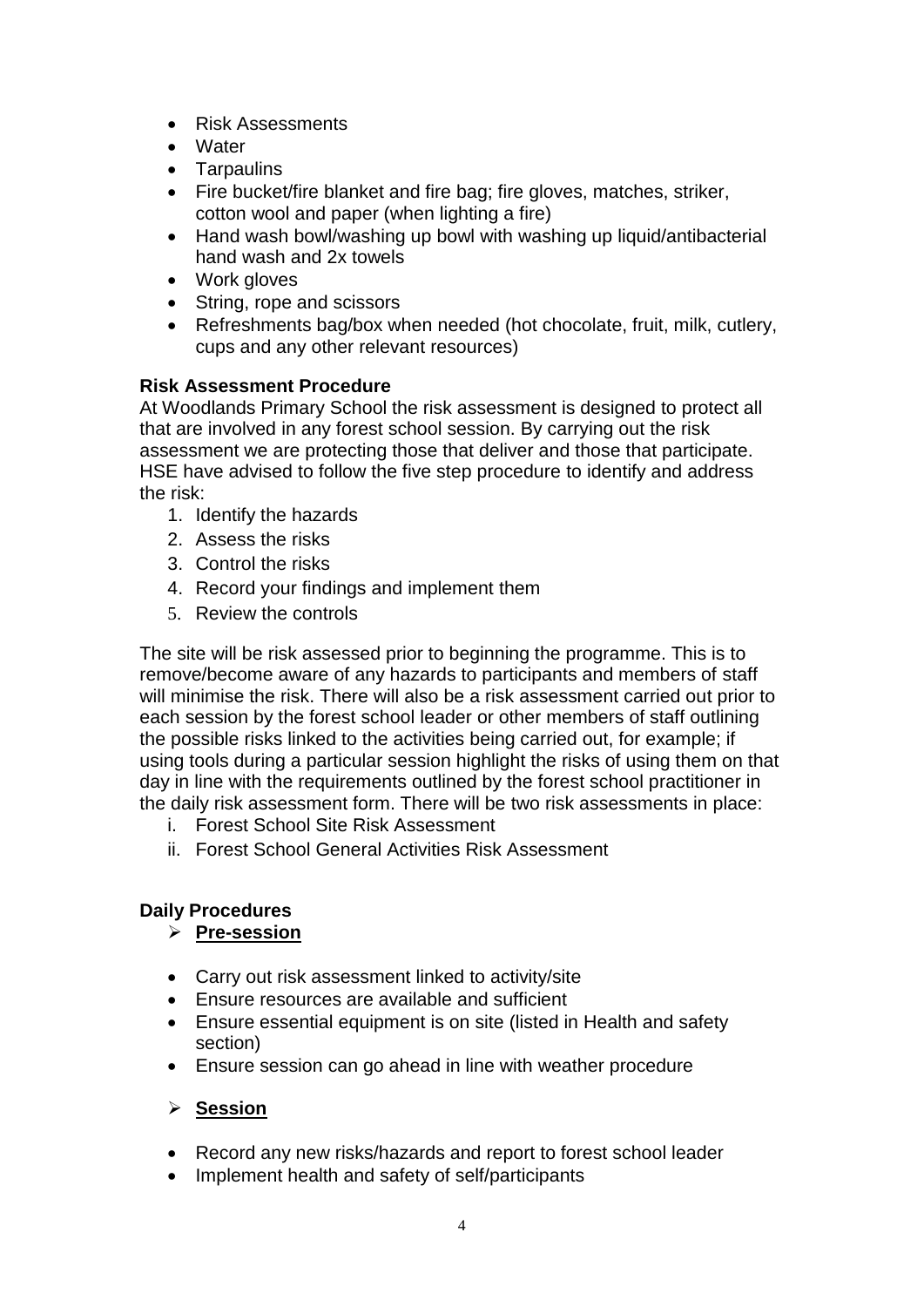- Risk Assessments
- Water
- Tarpaulins
- Fire bucket/fire blanket and fire bag; fire gloves, matches, striker, cotton wool and paper (when lighting a fire)
- Hand wash bowl/washing up bowl with washing up liquid/antibacterial hand wash and 2x towels
- Work gloves
- String, rope and scissors
- Refreshments bag/box when needed (hot chocolate, fruit, milk, cutlery, cups and any other relevant resources)

**Risk Assessment Procedure**

At Woodlands Primary School the risk assessment is designed to protect all that are involved in any forest school session. By carrying out the risk assessment we are protecting those that deliver and those that participate. HSE have advised to follow the five step procedure to identify and address the risk:

1. Identify the hazards
2. Assess the risks
3. Control the risks
4. Record your findings and implement them
5. Review the controls

The site will be risk assessed prior to beginning the programme. This is to remove/become aware of any hazards to participants and members of staff will minimise the risk. There will also be a risk assessment carried out prior to each session by the forest school leader or other members of staff outlining the possible risks linked to the activities being carried out, for example; if using tools during a particular session highlight the risks of using them on that day in line with the requirements outlined by the forest school practitioner in the daily risk assessment form. There will be two risk assessments in place:

i. Forest School Site Risk Assessment
ii. Forest School General Activities Risk Assessment

**Daily Procedures**

- **<u>Pre-session</u>**

- Carry out risk assessment linked to activity/site
- Ensure resources are available and sufficient
- Ensure essential equipment is on site (listed in Health and safety section)
- Ensure session can go ahead in line with weather procedure

- **<u>Session</u>**

- Record any new risks/hazards and report to forest school leader
- Implement health and safety of self/participants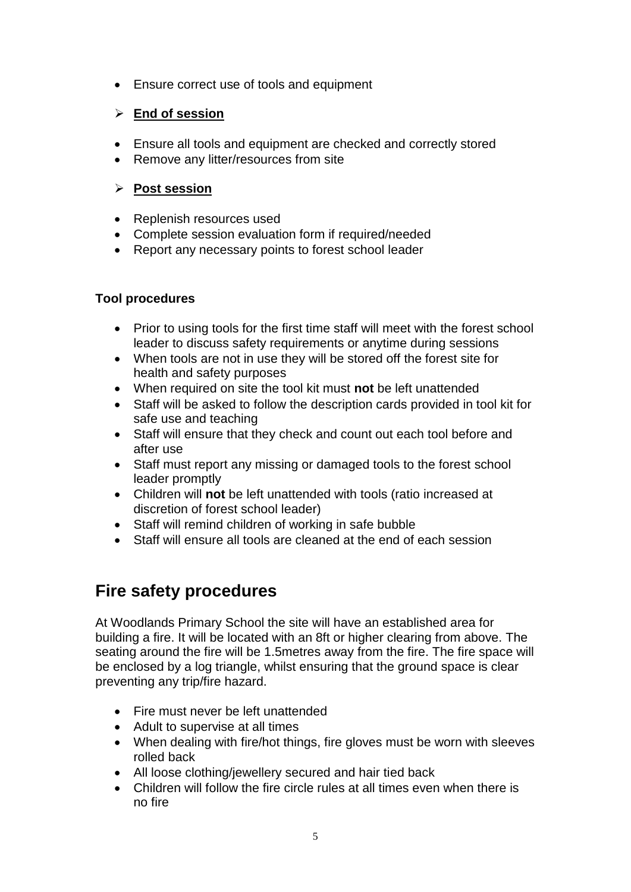- Ensure correct use of tools and equipment

- **End of session**

- Ensure all tools and equipment are checked and correctly stored
- Remove any litter/resources from site

- **Post session**

- Replenish resources used
- Complete session evaluation form if required/needed
- Report any necessary points to forest school leader

**Tool procedures**

- Prior to using tools for the first time staff will meet with the forest school leader to discuss safety requirements or anytime during sessions
- When tools are not in use they will be stored off the forest site for health and safety purposes
- When required on site the tool kit must **not** be left unattended
- Staff will be asked to follow the description cards provided in tool kit for safe use and teaching
- Staff will ensure that they check and count out each tool before and after use
- Staff must report any missing or damaged tools to the forest school leader promptly
- Children will **not** be left unattended with tools (ratio increased at discretion of forest school leader)
- Staff will remind children of working in safe bubble
- Staff will ensure all tools are cleaned at the end of each session

## Fire safety procedures

At Woodlands Primary School the site will have an established area for building a fire. It will be located with an 8ft or higher clearing from above. The seating around the fire will be 1.5metres away from the fire. The fire space will be enclosed by a log triangle, whilst ensuring that the ground space is clear preventing any trip/fire hazard.

- Fire must never be left unattended
- Adult to supervise at all times
- When dealing with fire/hot things, fire gloves must be worn with sleeves rolled back
- All loose clothing/jewellery secured and hair tied back
- Children will follow the fire circle rules at all times even when there is no fire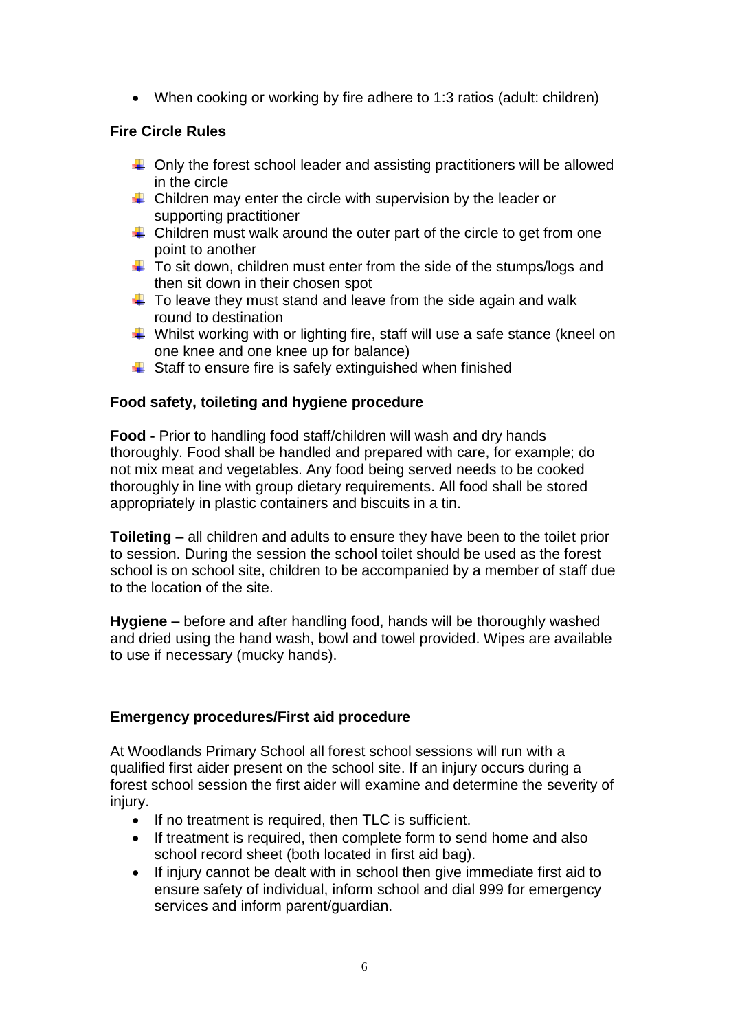- When cooking or working by fire adhere to 1:3 ratios (adult: children)

**Fire Circle Rules**

- Only the forest school leader and assisting practitioners will be allowed in the circle
- Children may enter the circle with supervision by the leader or supporting practitioner
- Children must walk around the outer part of the circle to get from one point to another
- To sit down, children must enter from the side of the stumps/logs and then sit down in their chosen spot
- To leave they must stand and leave from the side again and walk round to destination
- Whilst working with or lighting fire, staff will use a safe stance (kneel on one knee and one knee up for balance)
- Staff to ensure fire is safely extinguished when finished

**Food safety, toileting and hygiene procedure**

**Food -** Prior to handling food staff/children will wash and dry hands thoroughly. Food shall be handled and prepared with care, for example; do not mix meat and vegetables. Any food being served needs to be cooked thoroughly in line with group dietary requirements. All food shall be stored appropriately in plastic containers and biscuits in a tin.

**Toileting –** all children and adults to ensure they have been to the toilet prior to session. During the session the school toilet should be used as the forest school is on school site, children to be accompanied by a member of staff due to the location of the site.

**Hygiene –** before and after handling food, hands will be thoroughly washed and dried using the hand wash, bowl and towel provided. Wipes are available to use if necessary (mucky hands).

**Emergency procedures/First aid procedure**

At Woodlands Primary School all forest school sessions will run with a qualified first aider present on the school site. If an injury occurs during a forest school session the first aider will examine and determine the severity of injury.

- If no treatment is required, then TLC is sufficient.
- If treatment is required, then complete form to send home and also school record sheet (both located in first aid bag).
- If injury cannot be dealt with in school then give immediate first aid to ensure safety of individual, inform school and dial 999 for emergency services and inform parent/guardian.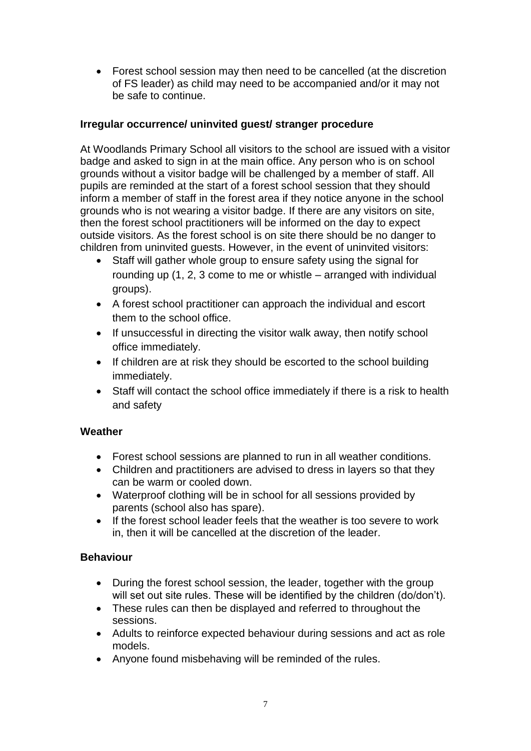- Forest school session may then need to be cancelled (at the discretion of FS leader) as child may need to be accompanied and/or it may not be safe to continue.

**Irregular occurrence/ uninvited guest/ stranger procedure**

At Woodlands Primary School all visitors to the school are issued with a visitor badge and asked to sign in at the main office. Any person who is on school grounds without a visitor badge will be challenged by a member of staff. All pupils are reminded at the start of a forest school session that they should inform a member of staff in the forest area if they notice anyone in the school grounds who is not wearing a visitor badge. If there are any visitors on site, then the forest school practitioners will be informed on the day to expect outside visitors. As the forest school is on site there should be no danger to children from uninvited guests. However, in the event of uninvited visitors:

- Staff will gather whole group to ensure safety using the signal for rounding up (1, 2, 3 come to me or whistle – arranged with individual groups).
- A forest school practitioner can approach the individual and escort them to the school office.
- If unsuccessful in directing the visitor walk away, then notify school office immediately.
- If children are at risk they should be escorted to the school building immediately.
- Staff will contact the school office immediately if there is a risk to health and safety

**Weather**

- Forest school sessions are planned to run in all weather conditions.
- Children and practitioners are advised to dress in layers so that they can be warm or cooled down.
- Waterproof clothing will be in school for all sessions provided by parents (school also has spare).
- If the forest school leader feels that the weather is too severe to work in, then it will be cancelled at the discretion of the leader.

**Behaviour**

- During the forest school session, the leader, together with the group will set out site rules. These will be identified by the children (do/don't).
- These rules can then be displayed and referred to throughout the sessions.
- Adults to reinforce expected behaviour during sessions and act as role models.
- Anyone found misbehaving will be reminded of the rules.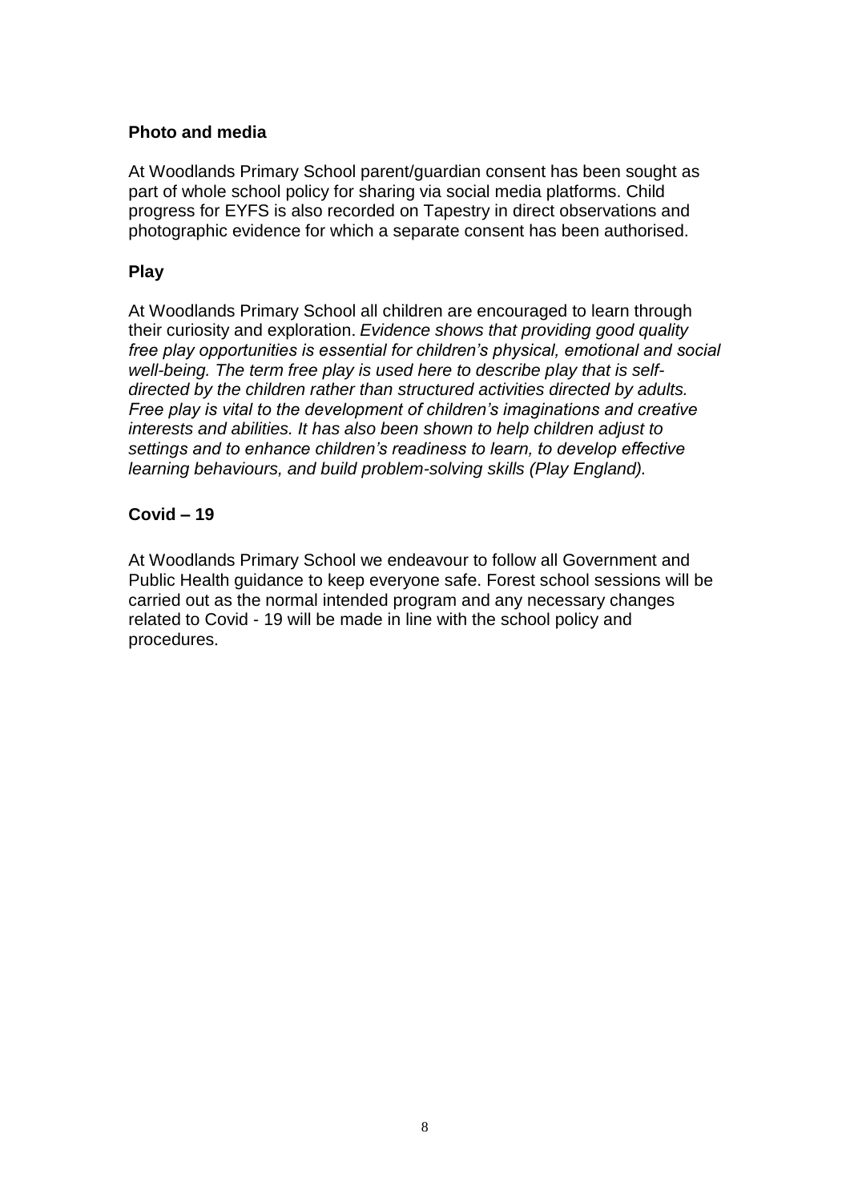**Photo and media**

At Woodlands Primary School parent/guardian consent has been sought as part of whole school policy for sharing via social media platforms. Child progress for EYFS is also recorded on Tapestry in direct observations and photographic evidence for which a separate consent has been authorised.

**Play**

At Woodlands Primary School all children are encouraged to learn through their curiosity and exploration. *Evidence shows that providing good quality free play opportunities is essential for children's physical, emotional and social well-being. The term free play is used here to describe play that is self-directed by the children rather than structured activities directed by adults. Free play is vital to the development of children's imaginations and creative interests and abilities. It has also been shown to help children adjust to settings and to enhance children's readiness to learn, to develop effective learning behaviours, and build problem-solving skills (Play England).*

**Covid – 19**

At Woodlands Primary School we endeavour to follow all Government and Public Health guidance to keep everyone safe. Forest school sessions will be carried out as the normal intended program and any necessary changes related to Covid - 19 will be made in line with the school policy and procedures.